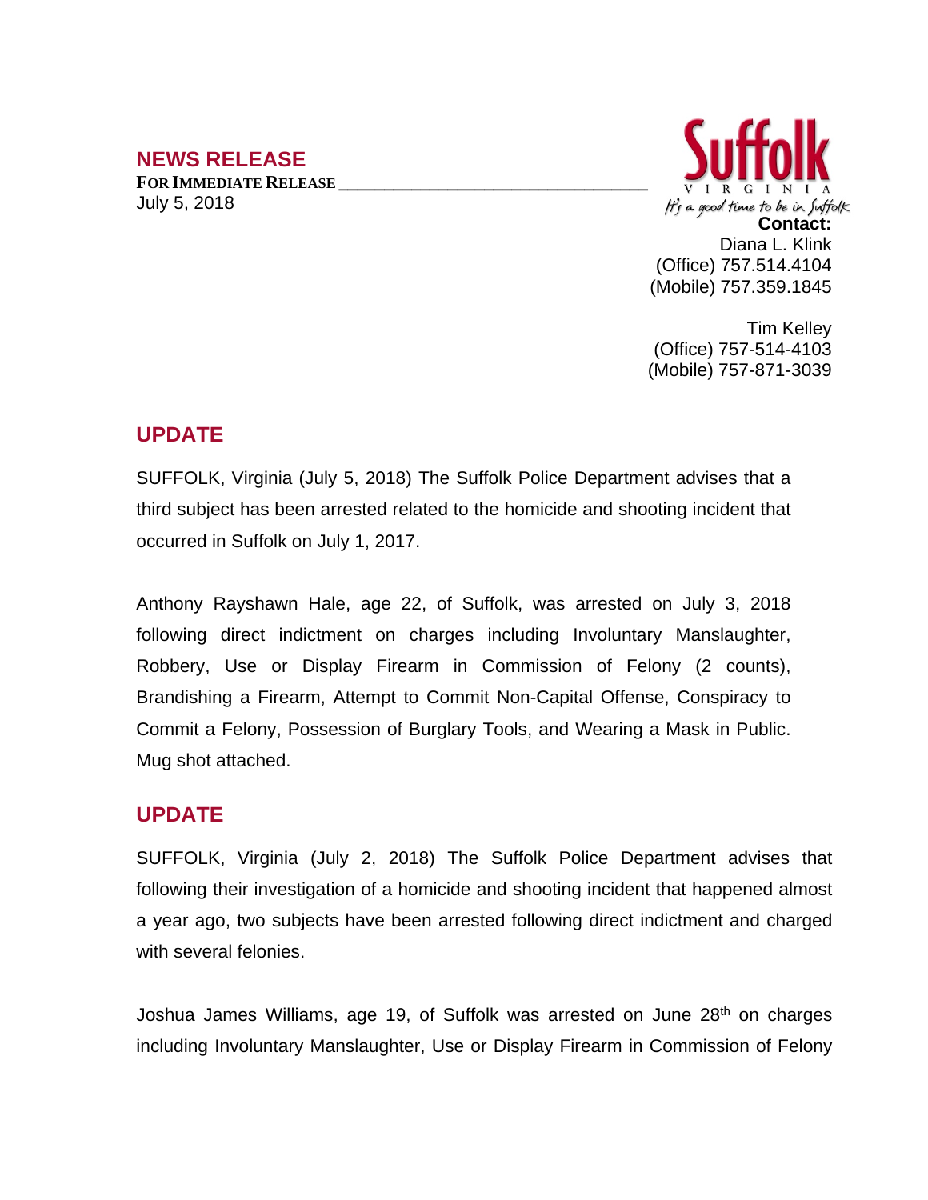## NEWS RELEASE

**FOR IMMEDIATE RELEASE**

July 5, 2018

Suffolk
VIRGINIA
It's a good time to be in Suffolk

**Contact:**
Diana L. Klink
(Office) 757.514.4104
(Mobile) 757.359.1845

Tim Kelley
(Office) 757-514-4103
(Mobile) 757-871-3039

## UPDATE

SUFFOLK, Virginia (July 5, 2018) The Suffolk Police Department advises that a third subject has been arrested related to the homicide and shooting incident that occurred in Suffolk on July 1, 2017.

Anthony Rayshawn Hale, age 22, of Suffolk, was arrested on July 3, 2018 following direct indictment on charges including Involuntary Manslaughter, Robbery, Use or Display Firearm in Commission of Felony (2 counts), Brandishing a Firearm, Attempt to Commit Non-Capital Offense, Conspiracy to Commit a Felony, Possession of Burglary Tools, and Wearing a Mask in Public. Mug shot attached.

## UPDATE

SUFFOLK, Virginia (July 2, 2018) The Suffolk Police Department advises that following their investigation of a homicide and shooting incident that happened almost a year ago, two subjects have been arrested following direct indictment and charged with several felonies.

Joshua James Williams, age 19, of Suffolk was arrested on June 28th on charges including Involuntary Manslaughter, Use or Display Firearm in Commission of Felony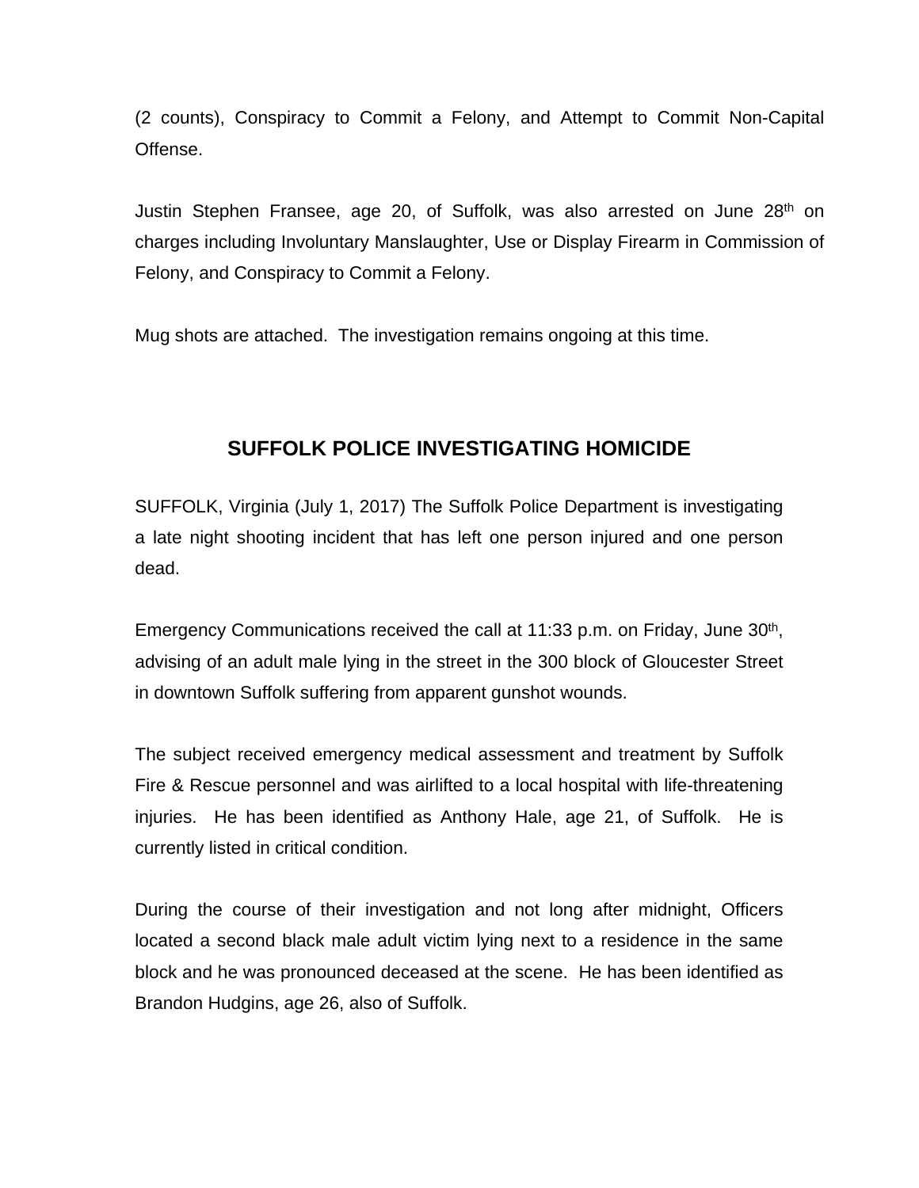(2 counts), Conspiracy to Commit a Felony, and Attempt to Commit Non-Capital Offense.

Justin Stephen Fransee, age 20, of Suffolk, was also arrested on June 28th on charges including Involuntary Manslaughter, Use or Display Firearm in Commission of Felony, and Conspiracy to Commit a Felony.

Mug shots are attached. The investigation remains ongoing at this time.

## SUFFOLK POLICE INVESTIGATING HOMICIDE

SUFFOLK, Virginia (July 1, 2017) The Suffolk Police Department is investigating a late night shooting incident that has left one person injured and one person dead.

Emergency Communications received the call at 11:33 p.m. on Friday, June 30th, advising of an adult male lying in the street in the 300 block of Gloucester Street in downtown Suffolk suffering from apparent gunshot wounds.

The subject received emergency medical assessment and treatment by Suffolk Fire & Rescue personnel and was airlifted to a local hospital with life-threatening injuries. He has been identified as Anthony Hale, age 21, of Suffolk. He is currently listed in critical condition.

During the course of their investigation and not long after midnight, Officers located a second black male adult victim lying next to a residence in the same block and he was pronounced deceased at the scene. He has been identified as Brandon Hudgins, age 26, also of Suffolk.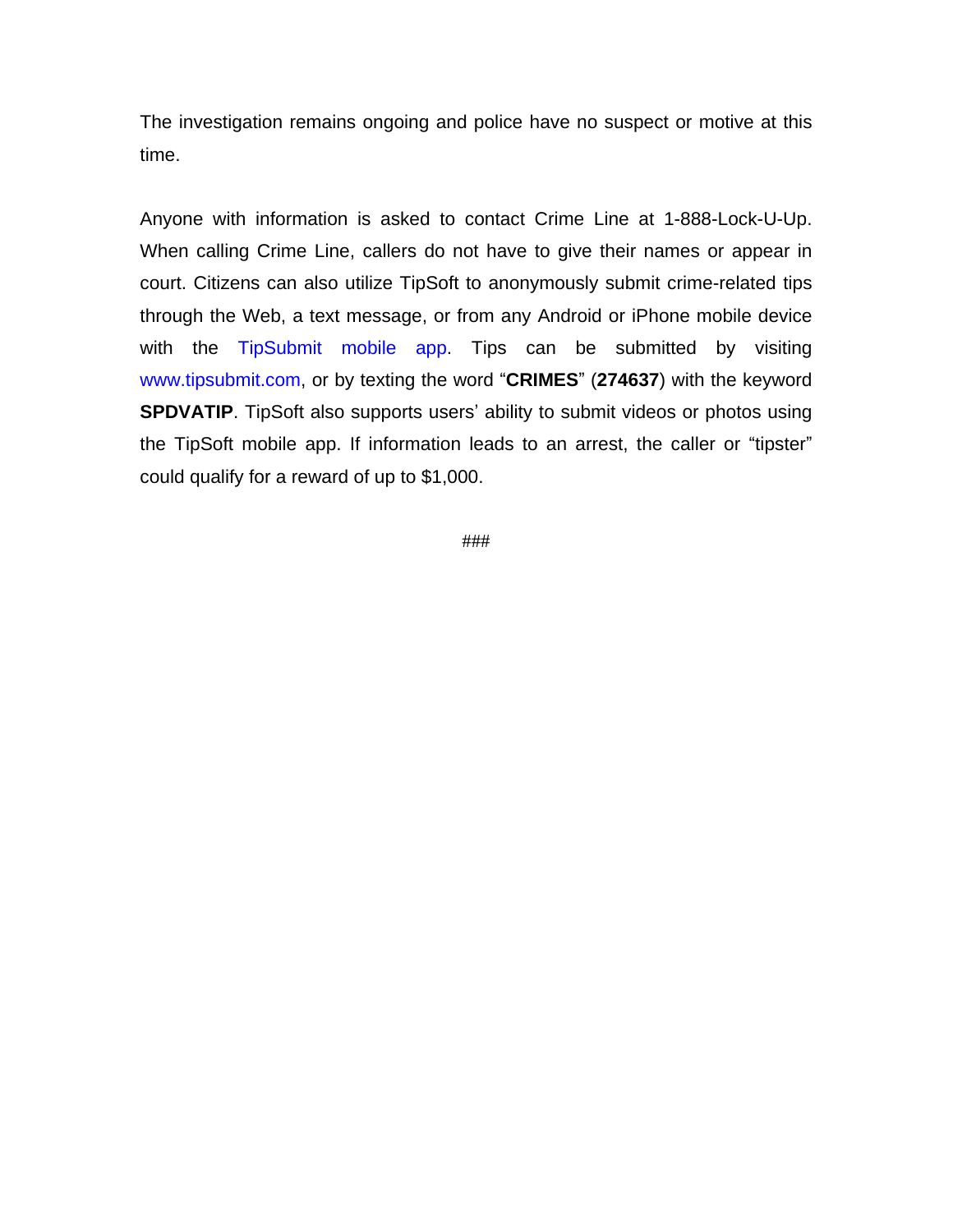The investigation remains ongoing and police have no suspect or motive at this time.

Anyone with information is asked to contact Crime Line at 1-888-Lock-U-Up. When calling Crime Line, callers do not have to give their names or appear in court. Citizens can also utilize TipSoft to anonymously submit crime-related tips through the Web, a text message, or from any Android or iPhone mobile device with the TipSubmit mobile app. Tips can be submitted by visiting www.tipsubmit.com, or by texting the word "**CRIMES**" (**274637**) with the keyword **SPDVATIP**. TipSoft also supports users' ability to submit videos or photos using the TipSoft mobile app. If information leads to an arrest, the caller or "tipster" could qualify for a reward of up to $1,000.

###